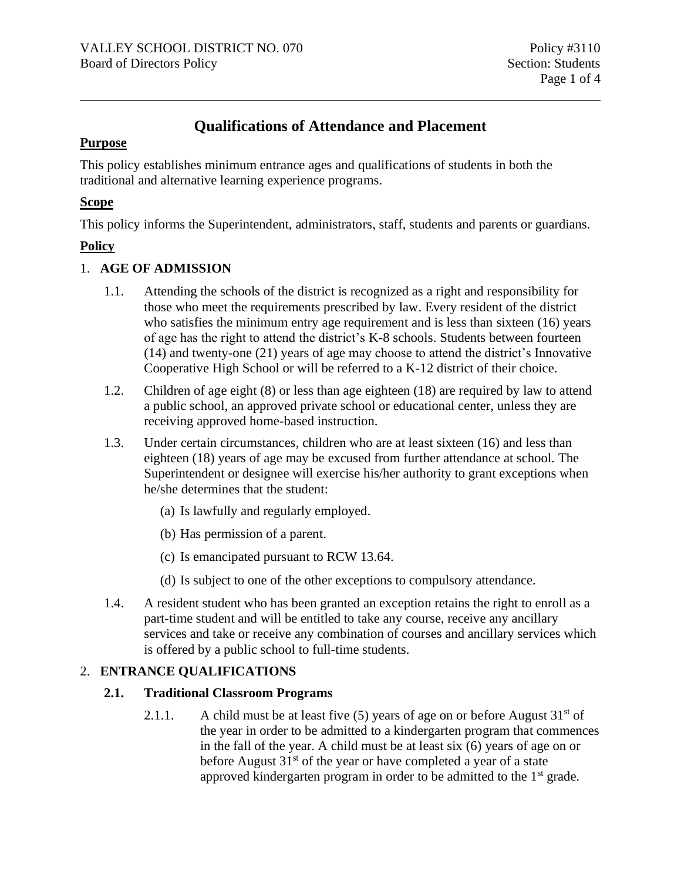# Qualifications of Attendance and Placement

## Purpose

This policy establishes minimum entrance ages and qualifications of students in both the traditional and alternative learning experience programs.

## Scope

This policy informs the Superintendent, administrators, staff, students and parents or guardians.

## Policy

1. **AGE OF ADMISSION**

   1.1. Attending the schools of the district is recognized as a right and responsibility for those who meet the requirements prescribed by law. Every resident of the district who satisfies the minimum entry age requirement and is less than sixteen (16) years of age has the right to attend the district's K-8 schools. Students between fourteen (14) and twenty-one (21) years of age may choose to attend the district's Innovative Cooperative High School or will be referred to a K-12 district of their choice.

   1.2. Children of age eight (8) or less than age eighteen (18) are required by law to attend a public school, an approved private school or educational center, unless they are receiving approved home-based instruction.

   1.3. Under certain circumstances, children who are at least sixteen (16) and less than eighteen (18) years of age may be excused from further attendance at school. The Superintendent or designee will exercise his/her authority to grant exceptions when he/she determines that the student:

   (a) Is lawfully and regularly employed.

   (b) Has permission of a parent.

   (c) Is emancipated pursuant to RCW 13.64.

   (d) Is subject to one of the other exceptions to compulsory attendance.

   1.4. A resident student who has been granted an exception retains the right to enroll as a part-time student and will be entitled to take any course, receive any ancillary services and take or receive any combination of courses and ancillary services which is offered by a public school to full-time students.

2. **ENTRANCE QUALIFICATIONS**

   **2.1. Traditional Classroom Programs**

   2.1.1. A child must be at least five (5) years of age on or before August 31st of the year in order to be admitted to a kindergarten program that commences in the fall of the year. A child must be at least six (6) years of age on or before August 31st of the year or have completed a year of a state approved kindergarten program in order to be admitted to the 1st grade.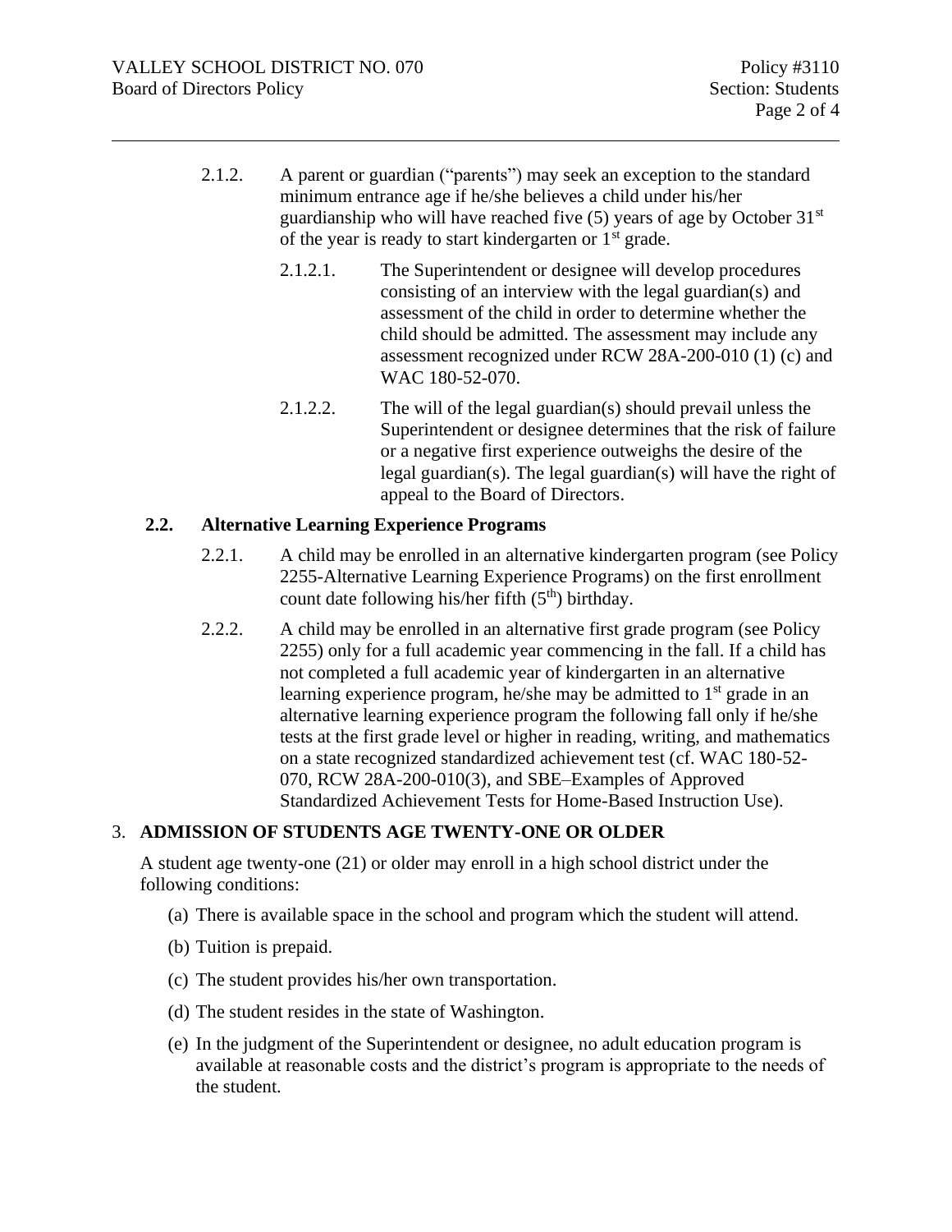2.1.2. A parent or guardian ("parents") may seek an exception to the standard minimum entrance age if he/she believes a child under his/her guardianship who will have reached five (5) years of age by October 31st of the year is ready to start kindergarten or 1st grade.

2.1.2.1. The Superintendent or designee will develop procedures consisting of an interview with the legal guardian(s) and assessment of the child in order to determine whether the child should be admitted. The assessment may include any assessment recognized under RCW 28A-200-010 (1) (c) and WAC 180-52-070.

2.1.2.2. The will of the legal guardian(s) should prevail unless the Superintendent or designee determines that the risk of failure or a negative first experience outweighs the desire of the legal guardian(s). The legal guardian(s) will have the right of appeal to the Board of Directors.

### 2.2. Alternative Learning Experience Programs

2.2.1. A child may be enrolled in an alternative kindergarten program (see Policy 2255-Alternative Learning Experience Programs) on the first enrollment count date following his/her fifth (5th) birthday.

2.2.2. A child may be enrolled in an alternative first grade program (see Policy 2255) only for a full academic year commencing in the fall. If a child has not completed a full academic year of kindergarten in an alternative learning experience program, he/she may be admitted to 1st grade in an alternative learning experience program the following fall only if he/she tests at the first grade level or higher in reading, writing, and mathematics on a state recognized standardized achievement test (cf. WAC 180-52-070, RCW 28A-200-010(3), and SBE–Examples of Approved Standardized Achievement Tests for Home-Based Instruction Use).

## 3. ADMISSION OF STUDENTS AGE TWENTY-ONE OR OLDER

A student age twenty-one (21) or older may enroll in a high school district under the following conditions:

(a) There is available space in the school and program which the student will attend.

(b) Tuition is prepaid.

(c) The student provides his/her own transportation.

(d) The student resides in the state of Washington.

(e) In the judgment of the Superintendent or designee, no adult education program is available at reasonable costs and the district's program is appropriate to the needs of the student.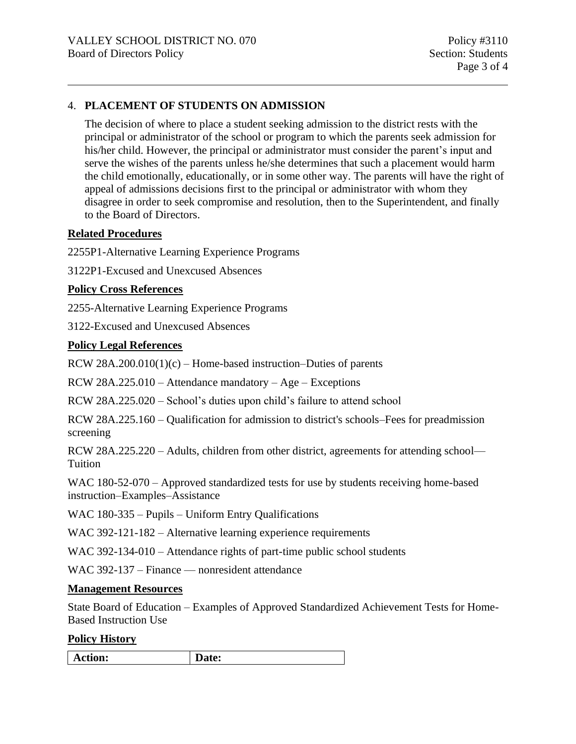4. **PLACEMENT OF STUDENTS ON ADMISSION**

   The decision of where to place a student seeking admission to the district rests with the principal or administrator of the school or program to which the parents seek admission for his/her child. However, the principal or administrator must consider the parent's input and serve the wishes of the parents unless he/she determines that such a placement would harm the child emotionally, educationally, or in some other way. The parents will have the right of appeal of admissions decisions first to the principal or administrator with whom they disagree in order to seek compromise and resolution, then to the Superintendent, and finally to the Board of Directors.

**Related Procedures**

2255P1-Alternative Learning Experience Programs

3122P1-Excused and Unexcused Absences

**Policy Cross References**

2255-Alternative Learning Experience Programs

3122-Excused and Unexcused Absences

**Policy Legal References**

RCW 28A.200.010(1)(c) – Home-based instruction–Duties of parents

RCW 28A.225.010 – Attendance mandatory – Age – Exceptions

RCW 28A.225.020 – School's duties upon child's failure to attend school

RCW 28A.225.160 – Qualification for admission to district's schools–Fees for preadmission screening

RCW 28A.225.220 – Adults, children from other district, agreements for attending school—Tuition

WAC 180-52-070 – Approved standardized tests for use by students receiving home-based instruction–Examples–Assistance

WAC 180-335 – Pupils – Uniform Entry Qualifications

WAC 392-121-182 – Alternative learning experience requirements

WAC 392-134-010 – Attendance rights of part-time public school students

WAC 392-137 – Finance — nonresident attendance

**Management Resources**

State Board of Education – Examples of Approved Standardized Achievement Tests for Home-Based Instruction Use

**Policy History**

| **Action:** | **Date:** |
| --- | --- |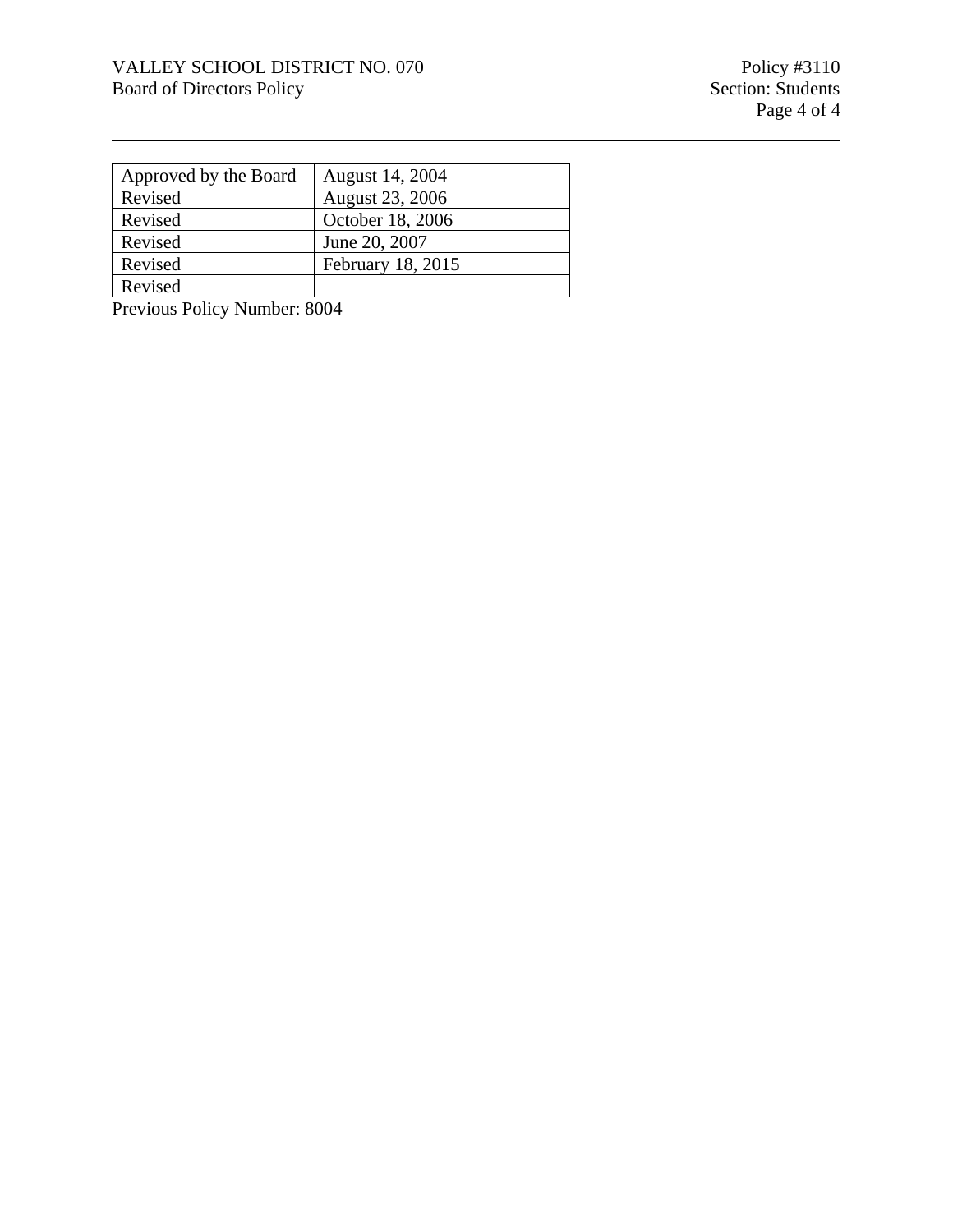| | |
|---|---|
| Approved by the Board | August 14, 2004 |
| Revised | August 23, 2006 |
| Revised | October 18, 2006 |
| Revised | June 20, 2007 |
| Revised | February 18, 2015 |
| Revised | |

Previous Policy Number: 8004